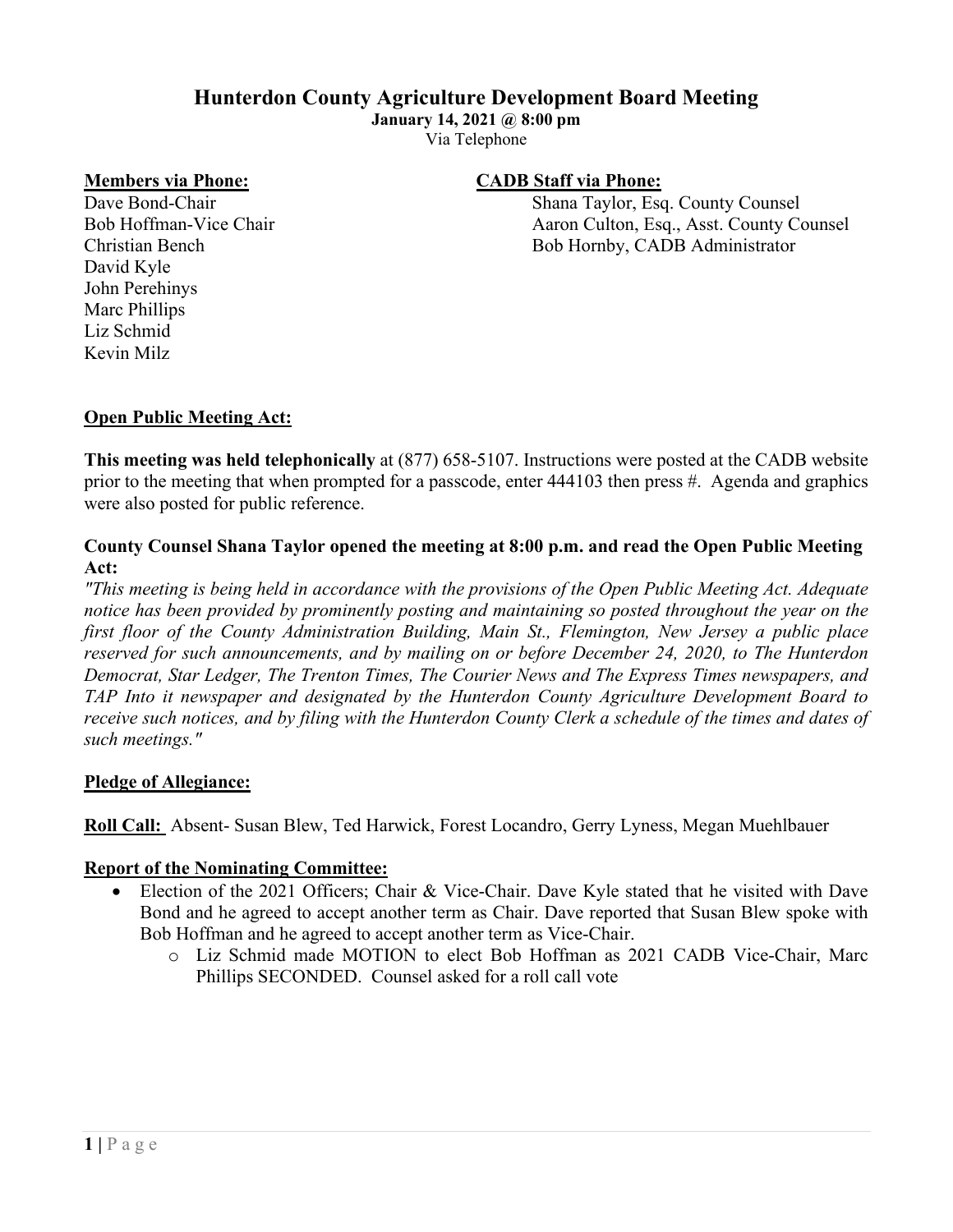# Hunterdon County Agriculture Development Board Meeting

**January 14, 2021 @ 8:00 pm**

Via Telephone

**Members via Phone:**

Dave Bond-Chair
Bob Hoffman-Vice Chair
Christian Bench
David Kyle
John Perehinys
Marc Phillips
Liz Schmid
Kevin Milz

**CADB Staff via Phone:**

Shana Taylor, Esq. County Counsel
Aaron Culton, Esq., Asst. County Counsel
Bob Hornby, CADB Administrator

## Open Public Meeting Act:

**This meeting was held telephonically** at (877) 658-5107. Instructions were posted at the CADB website prior to the meeting that when prompted for a passcode, enter 444103 then press #. Agenda and graphics were also posted for public reference.

**County Counsel Shana Taylor opened the meeting at 8:00 p.m. and read the Open Public Meeting Act:**

*"This meeting is being held in accordance with the provisions of the Open Public Meeting Act. Adequate notice has been provided by prominently posting and maintaining so posted throughout the year on the first floor of the County Administration Building, Main St., Flemington, New Jersey a public place reserved for such announcements, and by mailing on or before December 24, 2020, to The Hunterdon Democrat, Star Ledger, The Trenton Times, The Courier News and The Express Times newspapers, and TAP Into it newspaper and designated by the Hunterdon County Agriculture Development Board to receive such notices, and by filing with the Hunterdon County Clerk a schedule of the times and dates of such meetings."*

## Pledge of Allegiance:

**Roll Call:** Absent- Susan Blew, Ted Harwick, Forest Locandro, Gerry Lyness, Megan Muehlbauer

## Report of the Nominating Committee:

- Election of the 2021 Officers; Chair & Vice-Chair. Dave Kyle stated that he visited with Dave Bond and he agreed to accept another term as Chair. Dave reported that Susan Blew spoke with Bob Hoffman and he agreed to accept another term as Vice-Chair.
  - Liz Schmid made MOTION to elect Bob Hoffman as 2021 CADB Vice-Chair, Marc Phillips SECONDED. Counsel asked for a roll call vote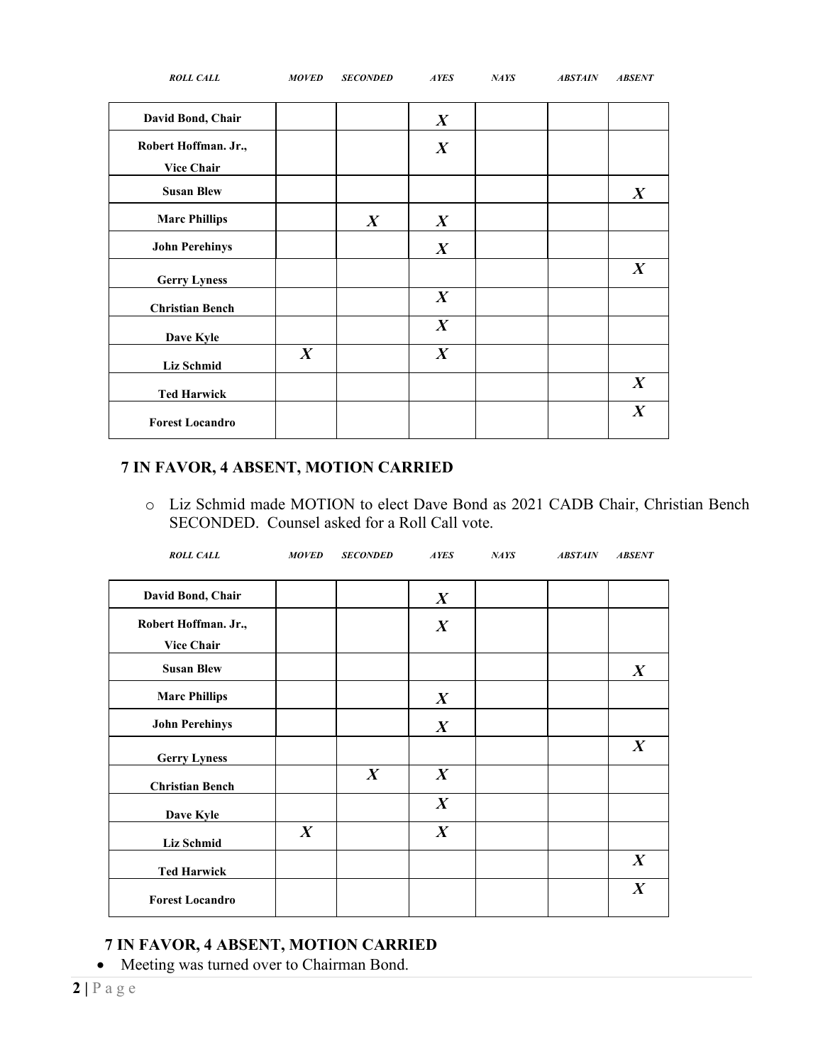| ROLL CALL | MOVED | SECONDED | AYES | NAYS | ABSTAIN | ABSENT |
|---|---|---|---|---|---|---|
| David Bond, Chair | | | X | | | |
| Robert Hoffman. Jr., Vice Chair | | | X | | | |
| Susan Blew | | | | | | X |
| Marc Phillips | | X | X | | | |
| John Perehinys | | | X | | | |
| Gerry Lyness | | | | | | X |
| Christian Bench | | | X | | | |
| Dave Kyle | | | X | | | |
| Liz Schmid | X | | X | | | |
| Ted Harwick | | | | | | X |
| Forest Locandro | | | | | | X |

**7 IN FAVOR, 4 ABSENT, MOTION CARRIED**

- Liz Schmid made MOTION to elect Dave Bond as 2021 CADB Chair, Christian Bench SECONDED. Counsel asked for a Roll Call vote.

| ROLL CALL | MOVED | SECONDED | AYES | NAYS | ABSTAIN | ABSENT |
|---|---|---|---|---|---|---|
| David Bond, Chair | | | X | | | |
| Robert Hoffman. Jr., Vice Chair | | | X | | | |
| Susan Blew | | | | | | X |
| Marc Phillips | | | X | | | |
| John Perehinys | | | X | | | |
| Gerry Lyness | | | | | | X |
| Christian Bench | | X | X | | | |
| Dave Kyle | | | X | | | |
| Liz Schmid | X | | X | | | |
| Ted Harwick | | | | | | X |
| Forest Locandro | | | | | | X |

**7 IN FAVOR, 4 ABSENT, MOTION CARRIED**

- Meeting was turned over to Chairman Bond.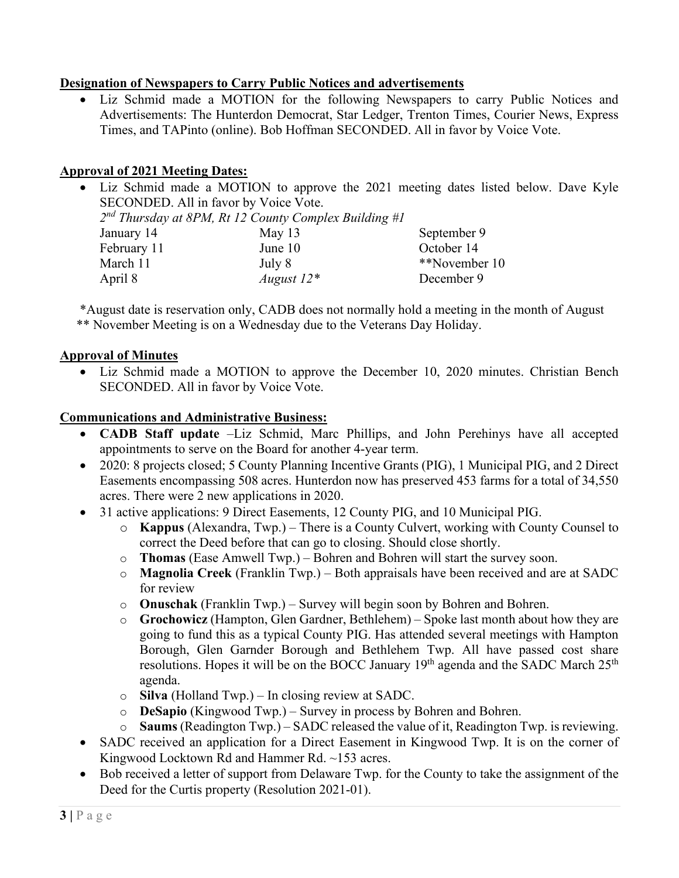**Designation of Newspapers to Carry Public Notices and advertisements**

- Liz Schmid made a MOTION for the following Newspapers to carry Public Notices and Advertisements: The Hunterdon Democrat, Star Ledger, Trenton Times, Courier News, Express Times, and TAPinto (online). Bob Hoffman SECONDED. All in favor by Voice Vote.

**Approval of 2021 Meeting Dates:**

- Liz Schmid made a MOTION to approve the 2021 meeting dates listed below. Dave Kyle SECONDED. All in favor by Voice Vote.

*2nd Thursday at 8PM, Rt 12 County Complex Building #1*

| | | |
|---|---|---|
| January 14 | May 13 | September 9 |
| February 11 | June 10 | October 14 |
| March 11 | July 8 | **November 10 |
| April 8 | *August 12** | December 9 |

*August date is reservation only, CADB does not normally hold a meeting in the month of August
** November Meeting is on a Wednesday due to the Veterans Day Holiday.

**Approval of Minutes**

- Liz Schmid made a MOTION to approve the December 10, 2020 minutes. Christian Bench SECONDED. All in favor by Voice Vote.

**Communications and Administrative Business:**

- **CADB Staff update** –Liz Schmid, Marc Phillips, and John Perehinys have all accepted appointments to serve on the Board for another 4-year term.
- 2020: 8 projects closed; 5 County Planning Incentive Grants (PIG), 1 Municipal PIG, and 2 Direct Easements encompassing 508 acres. Hunterdon now has preserved 453 farms for a total of 34,550 acres. There were 2 new applications in 2020.
- 31 active applications: 9 Direct Easements, 12 County PIG, and 10 Municipal PIG.
  - **Kappus** (Alexandra, Twp.) – There is a County Culvert, working with County Counsel to correct the Deed before that can go to closing. Should close shortly.
  - **Thomas** (Ease Amwell Twp.) – Bohren and Bohren will start the survey soon.
  - **Magnolia Creek** (Franklin Twp.) – Both appraisals have been received and are at SADC for review
  - **Onuschak** (Franklin Twp.) – Survey will begin soon by Bohren and Bohren.
  - **Grochowicz** (Hampton, Glen Gardner, Bethlehem) – Spoke last month about how they are going to fund this as a typical County PIG. Has attended several meetings with Hampton Borough, Glen Garnder Borough and Bethlehem Twp. All have passed cost share resolutions. Hopes it will be on the BOCC January 19th agenda and the SADC March 25th agenda.
  - **Silva** (Holland Twp.) – In closing review at SADC.
  - **DeSapio** (Kingwood Twp.) – Survey in process by Bohren and Bohren.
  - **Saums** (Readington Twp.) – SADC released the value of it, Readington Twp. is reviewing.
- SADC received an application for a Direct Easement in Kingwood Twp. It is on the corner of Kingwood Locktown Rd and Hammer Rd. ~153 acres.
- Bob received a letter of support from Delaware Twp. for the County to take the assignment of the Deed for the Curtis property (Resolution 2021-01).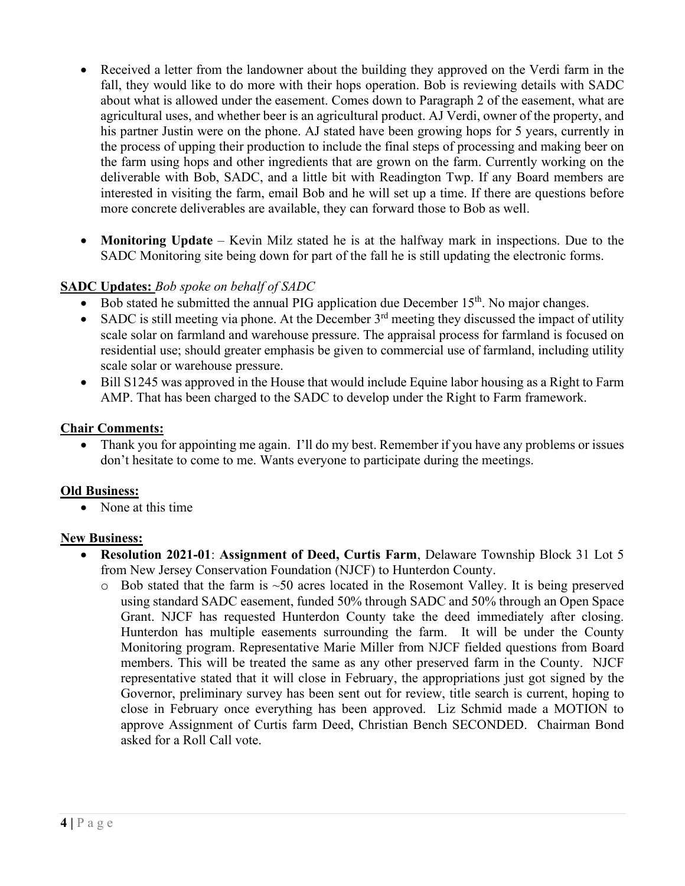- Received a letter from the landowner about the building they approved on the Verdi farm in the fall, they would like to do more with their hops operation. Bob is reviewing details with SADC about what is allowed under the easement. Comes down to Paragraph 2 of the easement, what are agricultural uses, and whether beer is an agricultural product. AJ Verdi, owner of the property, and his partner Justin were on the phone. AJ stated have been growing hops for 5 years, currently in the process of upping their production to include the final steps of processing and making beer on the farm using hops and other ingredients that are grown on the farm. Currently working on the deliverable with Bob, SADC, and a little bit with Readington Twp. If any Board members are interested in visiting the farm, email Bob and he will set up a time. If there are questions before more concrete deliverables are available, they can forward those to Bob as well.

- **Monitoring Update** – Kevin Milz stated he is at the halfway mark in inspections. Due to the SADC Monitoring site being down for part of the fall he is still updating the electronic forms.

**SADC Updates:** *Bob spoke on behalf of SADC*

- Bob stated he submitted the annual PIG application due December 15th. No major changes.
- SADC is still meeting via phone. At the December 3rd meeting they discussed the impact of utility scale solar on farmland and warehouse pressure. The appraisal process for farmland is focused on residential use; should greater emphasis be given to commercial use of farmland, including utility scale solar or warehouse pressure.
- Bill S1245 was approved in the House that would include Equine labor housing as a Right to Farm AMP. That has been charged to the SADC to develop under the Right to Farm framework.

**Chair Comments:**

- Thank you for appointing me again. I'll do my best. Remember if you have any problems or issues don't hesitate to come to me. Wants everyone to participate during the meetings.

**Old Business:**

- None at this time

**New Business:**

- **Resolution 2021-01**: **Assignment of Deed, Curtis Farm**, Delaware Township Block 31 Lot 5 from New Jersey Conservation Foundation (NJCF) to Hunterdon County.
  - Bob stated that the farm is ~50 acres located in the Rosemont Valley. It is being preserved using standard SADC easement, funded 50% through SADC and 50% through an Open Space Grant. NJCF has requested Hunterdon County take the deed immediately after closing. Hunterdon has multiple easements surrounding the farm. It will be under the County Monitoring program. Representative Marie Miller from NJCF fielded questions from Board members. This will be treated the same as any other preserved farm in the County. NJCF representative stated that it will close in February, the appropriations just got signed by the Governor, preliminary survey has been sent out for review, title search is current, hoping to close in February once everything has been approved. Liz Schmid made a MOTION to approve Assignment of Curtis farm Deed, Christian Bench SECONDED. Chairman Bond asked for a Roll Call vote.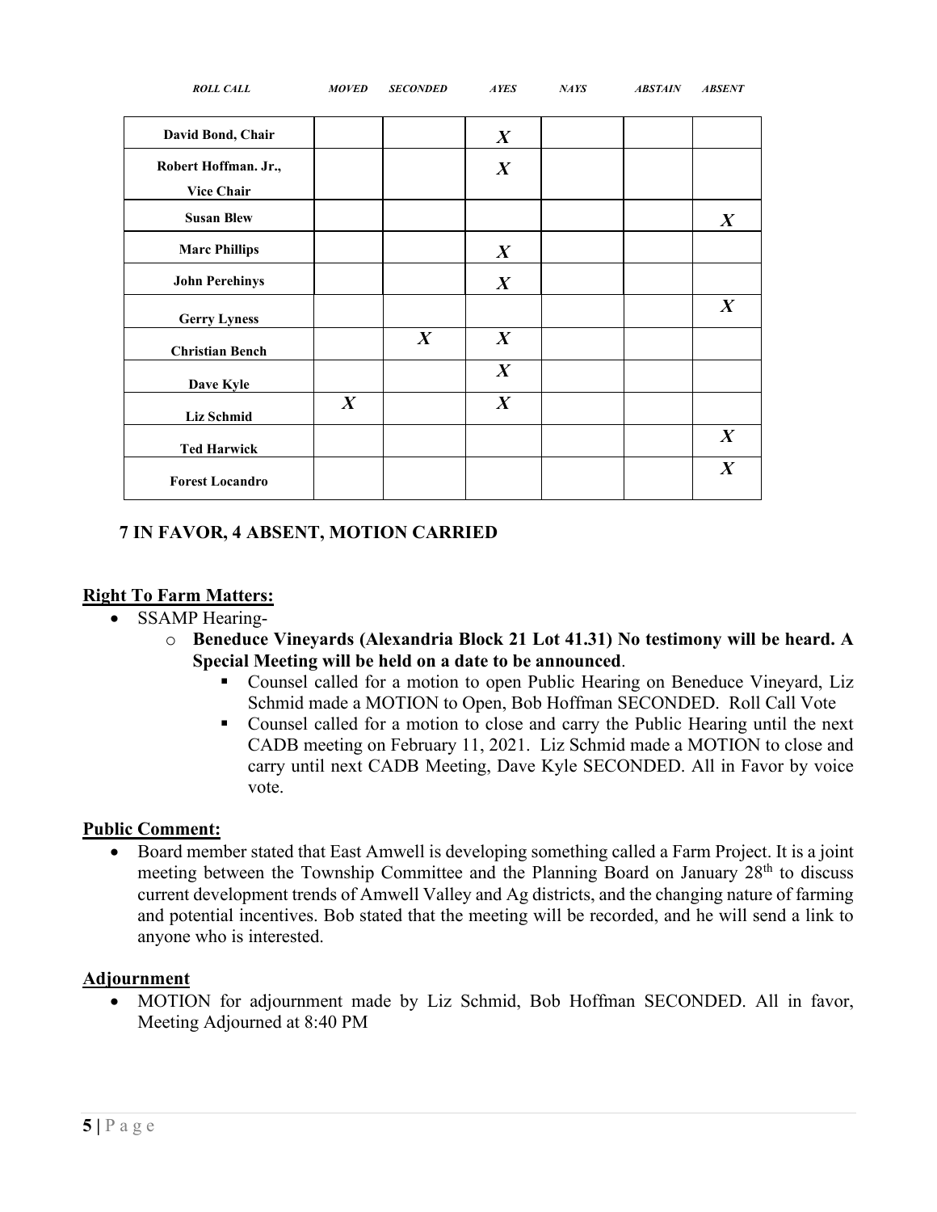| ROLL CALL | MOVED | SECONDED | AYES | NAYS | ABSTAIN | ABSENT |
|---|---|---|---|---|---|---|
| David Bond, Chair | | | X | | | |
| Robert Hoffman. Jr., Vice Chair | | | X | | | |
| Susan Blew | | | | | | X |
| Marc Phillips | | | X | | | |
| John Perehinys | | | X | | | |
| Gerry Lyness | | | | | | X |
| Christian Bench | | X | X | | | |
| Dave Kyle | | | X | | | |
| Liz Schmid | X | | X | | | |
| Ted Harwick | | | | | | X |
| Forest Locandro | | | | | | X |

**7 IN FAVOR, 4 ABSENT, MOTION CARRIED**

**Right To Farm Matters:**

- SSAMP Hearing-
  - **Beneduce Vineyards (Alexandria Block 21 Lot 41.31) No testimony will be heard. A Special Meeting will be held on a date to be announced**.
    - Counsel called for a motion to open Public Hearing on Beneduce Vineyard, Liz Schmid made a MOTION to Open, Bob Hoffman SECONDED. Roll Call Vote
    - Counsel called for a motion to close and carry the Public Hearing until the next CADB meeting on February 11, 2021. Liz Schmid made a MOTION to close and carry until next CADB Meeting, Dave Kyle SECONDED. All in Favor by voice vote.

**Public Comment:**

- Board member stated that East Amwell is developing something called a Farm Project. It is a joint meeting between the Township Committee and the Planning Board on January 28th to discuss current development trends of Amwell Valley and Ag districts, and the changing nature of farming and potential incentives. Bob stated that the meeting will be recorded, and he will send a link to anyone who is interested.

**Adjournment**

- MOTION for adjournment made by Liz Schmid, Bob Hoffman SECONDED. All in favor, Meeting Adjourned at 8:40 PM